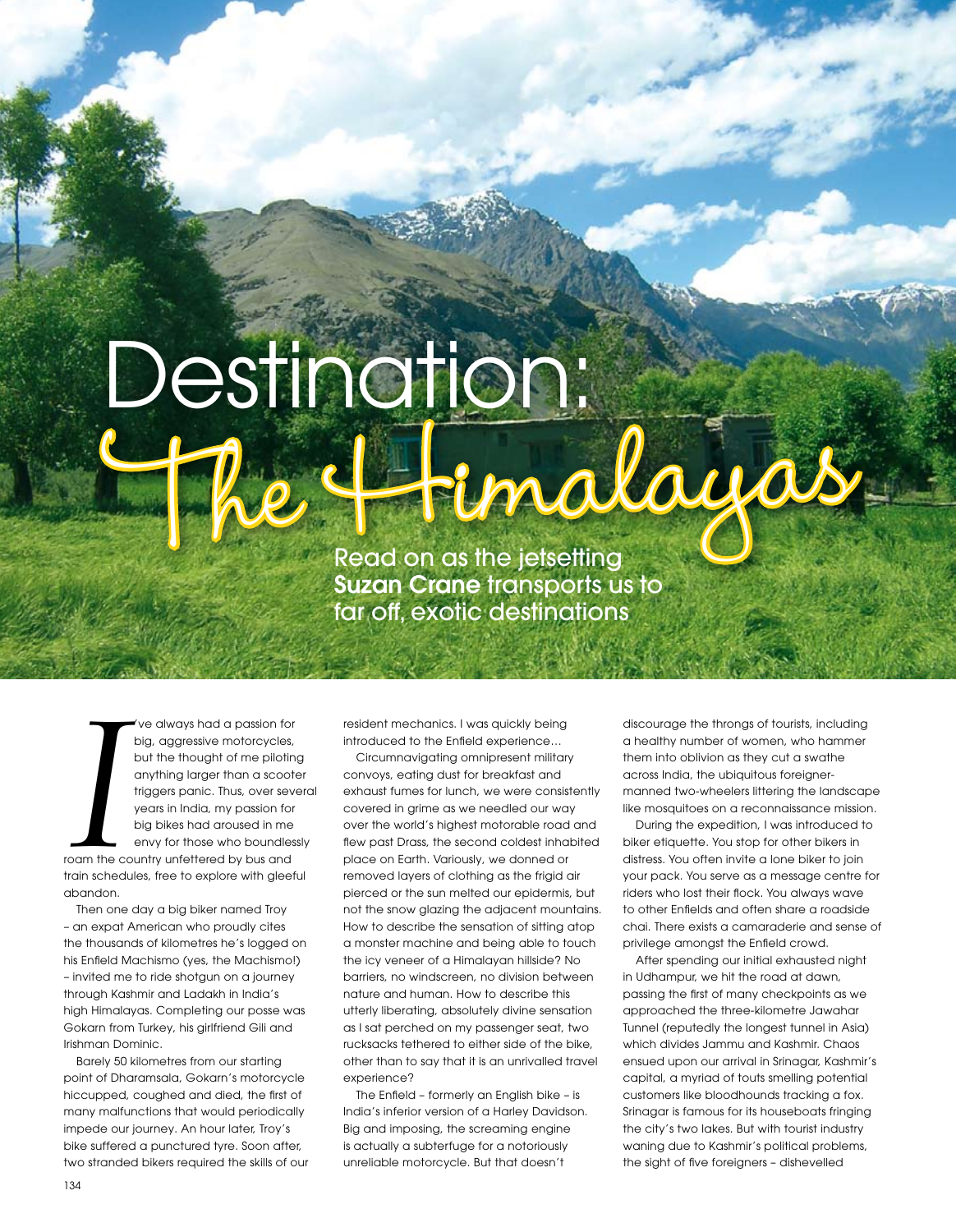# Destination: The Himalayas

Read on as the jetsetting **Suzan Crane** transports us to far off, exotic destinations

I've always had a passion for big, aggressive motorcycles, but the thought of me piloting anything larger than a scooter triggers panic. Thus, over several years in India, my passion for big bikes had aroused in me envy for those who boundlessly roam the country unfettered by bus and train schedules, free to explore with gleeful abandon.

Then one day a big biker named Troy – an expat American who proudly cites the thousands of kilometres he's logged on his Enfield Machismo (yes, the Machismo!) – invited me to ride shotgun on a journey through Kashmir and Ladakh in India's high Himalayas. Completing our posse was Gokarn from Turkey, his girlfriend Gili and Irishman Dominic.

Barely 50 kilometres from our starting point of Dharamsala, Gokarn's motorcycle hiccupped, coughed and died, the first of many malfunctions that would periodically impede our journey. An hour later, Troy's bike suffered a punctured tyre. Soon after, two stranded bikers required the skills of our resident mechanics. I was quickly being introduced to the Enfield experience…

Circumnavigating omnipresent military convoys, eating dust for breakfast and exhaust fumes for lunch, we were consistently covered in grime as we needled our way over the world's highest motorable road and flew past Drass, the second coldest inhabited place on Earth. Variously, we donned or removed layers of clothing as the frigid air pierced or the sun melted our epidermis, but not the snow glazing the adjacent mountains. How to describe the sensation of sitting atop a monster machine and being able to touch the icy veneer of a Himalayan hillside? No barriers, no windscreen, no division between nature and human. How to describe this utterly liberating, absolutely divine sensation as I sat perched on my passenger seat, two rucksacks tethered to either side of the bike, other than to say that it is an unrivalled travel experience?

The Enfield – formerly an English bike – is India's inferior version of a Harley Davidson. Big and imposing, the screaming engine is actually a subterfuge for a notoriously unreliable motorcycle. But that doesn't discourage the throngs of tourists, including a healthy number of women, who hammer them into oblivion as they cut a swathe across India, the ubiquitous foreigner-manned two-wheelers littering the landscape like mosquitoes on a reconnaissance mission.

During the expedition, I was introduced to biker etiquette. You stop for other bikers in distress. You often invite a lone biker to join your pack. You serve as a message centre for riders who lost their flock. You always wave to other Enfields and often share a roadside chai. There exists a camaraderie and sense of privilege amongst the Enfield crowd.

After spending our initial exhausted night in Udhampur, we hit the road at dawn, passing the first of many checkpoints as we approached the three-kilometre Jawahar Tunnel (reputedly the longest tunnel in Asia) which divides Jammu and Kashmir. Chaos ensued upon our arrival in Srinagar, Kashmir's capital, a myriad of touts smelling potential customers like bloodhounds tracking a fox. Srinagar is famous for its houseboats fringing the city's two lakes. But with tourist industry waning due to Kashmir's political problems, the sight of five foreigners – dishevelled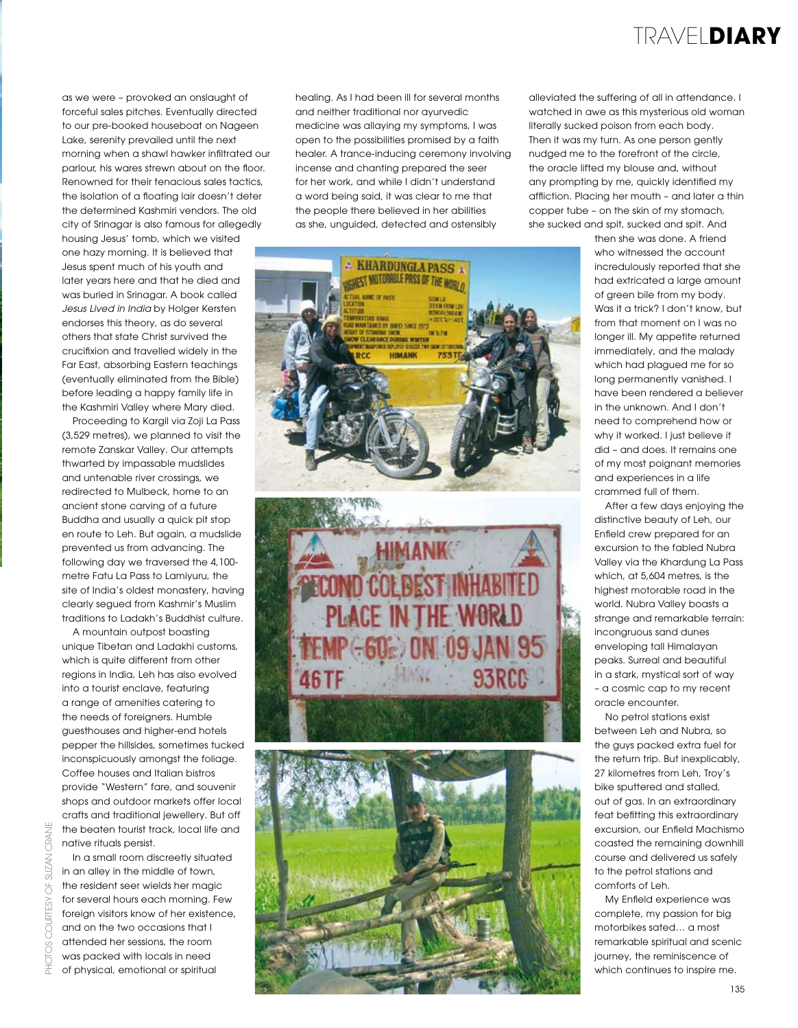as we were – provoked an onslaught of forceful sales pitches. Eventually directed to our pre-booked houseboat on Nageen Lake, serenity prevailed until the next morning when a shawl hawker infiltrated our parlour, his wares strewn about on the floor. Renowned for their tenacious sales tactics, the isolation of a floating lair doesn't deter the determined Kashmiri vendors. The old city of Srinagar is also famous for allegedly housing Jesus' tomb, which we visited one hazy morning. It is believed that Jesus spent much of his youth and later years here and that he died and was buried in Srinagar. A book called *Jesus Lived in India* by Holger Kersten endorses this theory, as do several others that state Christ survived the crucifixion and travelled widely in the Far East, absorbing Eastern teachings (eventually eliminated from the Bible) before leading a happy family life in the Kashmiri Valley where Mary died.

Proceeding to Kargil via Zoji La Pass (3,529 metres), we planned to visit the remote Zanskar Valley. Our attempts thwarted by impassable mudslides and untenable river crossings, we redirected to Mulbeck, home to an ancient stone carving of a future Buddha and usually a quick pit stop en route to Leh. But again, a mudslide prevented us from advancing. The following day we traversed the 4,100-metre Fatu La Pass to Lamiyuru, the site of India's oldest monastery, having clearly segued from Kashmir's Muslim traditions to Ladakh's Buddhist culture.

A mountain outpost boasting unique Tibetan and Ladakhi customs, which is quite different from other regions in India, Leh has also evolved into a tourist enclave, featuring a range of amenities catering to the needs of foreigners. Humble guesthouses and higher-end hotels pepper the hillsides, sometimes tucked inconspicuously amongst the foliage. Coffee houses and Italian bistros provide "Western" fare, and souvenir shops and outdoor markets offer local crafts and traditional jewellery. But off the beaten tourist track, local life and native rituals persist.

In a small room discreetly situated in an alley in the middle of town, the resident seer wields her magic for several hours each morning. Few foreign visitors know of her existence, and on the two occasions that I attended her sessions, the room was packed with locals in need of physical, emotional or spiritual healing. As I had been ill for several months and neither traditional nor ayurvedic medicine was allaying my symptoms, I was open to the possibilities promised by a faith healer. A trance-inducing ceremony involving incense and chanting prepared the seer for her work, and while I didn't understand a word being said, it was clear to me that the people there believed in her abilities as she, unguided, detected and ostensibly alleviated the suffering of all in attendance. I watched in awe as this mysterious old woman literally sucked poison from each body. Then it was my turn. As one person gently nudged me to the forefront of the circle, the oracle lifted my blouse and, without any prompting by me, quickly identified my affliction. Placing her mouth – and later a thin copper tube – on the skin of my stomach, she sucked and spit, sucked and spit. And then she was done. A friend who witnessed the account incredulously reported that she had extricated a large amount of green bile from my body. Was it a trick? I don't know, but from that moment on I was no longer ill. My appetite returned immediately, and the malady which had plagued me for so long permanently vanished. I have been rendered a believer in the unknown. And I don't need to comprehend how or why it worked. I just believe it did – and does. It remains one of my most poignant memories and experiences in a life crammed full of them.

After a few days enjoying the distinctive beauty of Leh, our Enfield crew prepared for an excursion to the fabled Nubra Valley via the Khardung La Pass which, at 5,604 metres, is the highest motorable road in the world. Nubra Valley boasts a strange and remarkable terrain: incongruous sand dunes enveloping tall Himalayan peaks. Surreal and beautiful in a stark, mystical sort of way – a cosmic cap to my recent oracle encounter.

No petrol stations exist between Leh and Nubra, so the guys packed extra fuel for the return trip. But inexplicably, 27 kilometres from Leh, Troy's bike sputtered and stalled, out of gas. In an extraordinary feat befitting this extraordinary excursion, our Enfield Machismo coasted the remaining downhill course and delivered us safely to the petrol stations and comforts of Leh.

My Enfield experience was complete, my passion for big motorbikes sated… a most remarkable spiritual and scenic journey, the reminiscence of which continues to inspire me.

PHOTOS COURTESY OF SUZAN CRANE